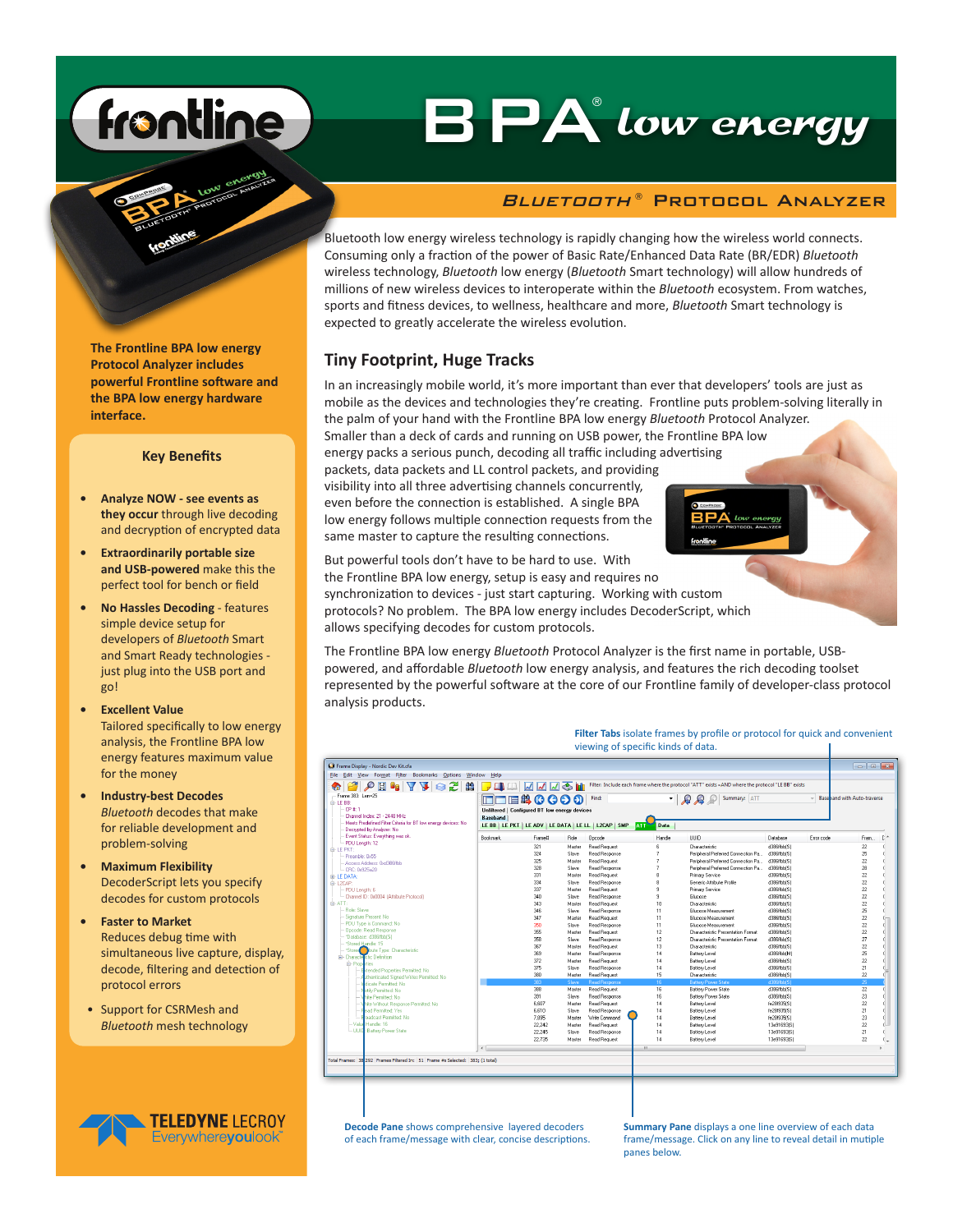# BPA® low energy

## Bluetooth® Protocol Analyzer

**The Frontline BPA low energy Protocol Analyzer includes powerful Frontline software and the BPA low energy hardware interface.**

### Key Benefits

- **Analyze NOW - see events as they occur** through live decoding and decryption of encrypted data
- **Extraordinarily portable size and USB-powered** make this the perfect tool for bench or field
- **No Hassles Decoding** - features simple device setup for developers of *Bluetooth* Smart and Smart Ready technologies - just plug into the USB port and go!
- **Excellent Value**
  Tailored specifically to low energy analysis, the Frontline BPA low energy features maximum value for the money
- **Industry-best Decodes**
  *Bluetooth* decodes that make for reliable development and problem-solving
- **Maximum Flexibility**
  DecoderScript lets you specify decodes for custom protocols
- **Faster to Market**
  Reduces debug time with simultaneous live capture, display, decode, filtering and detection of protocol errors
- Support for CSRMesh and *Bluetooth* mesh technology

Bluetooth low energy wireless technology is rapidly changing how the wireless world connects. Consuming only a fraction of the power of Basic Rate/Enhanced Data Rate (BR/EDR) *Bluetooth* wireless technology, *Bluetooth* low energy (*Bluetooth* Smart technology) will allow hundreds of millions of new wireless devices to interoperate within the *Bluetooth* ecosystem. From watches, sports and fitness devices, to wellness, healthcare and more, *Bluetooth* Smart technology is expected to greatly accelerate the wireless evolution.

## Tiny Footprint, Huge Tracks

In an increasingly mobile world, it's more important than ever that developers' tools are just as mobile as the devices and technologies they're creating. Frontline puts problem-solving literally in the palm of your hand with the Frontline BPA low energy *Bluetooth* Protocol Analyzer. Smaller than a deck of cards and running on USB power, the Frontline BPA low energy packs a serious punch, decoding all traffic including advertising packets, data packets and LL control packets, and providing visibility into all three advertising channels concurrently, even before the connection is established. A single BPA low energy follows multiple connection requests from the same master to capture the resulting connections.

But powerful tools don't have to be hard to use. With the Frontline BPA low energy, setup is easy and requires no synchronization to devices - just start capturing. Working with custom protocols? No problem. The BPA low energy includes DecoderScript, which allows specifying decodes for custom protocols.

The Frontline BPA low energy *Bluetooth* Protocol Analyzer is the first name in portable, USB-powered, and affordable *Bluetooth* low energy analysis, and features the rich decoding toolset represented by the powerful software at the core of our Frontline family of developer-class protocol analysis products.

**Filter Tabs** isolate frames by profile or protocol for quick and convenient viewing of specific kinds of data.

**Decode Pane** shows comprehensive layered decoders of each frame/message with clear, concise descriptions.

**Summary Pane** displays a one line overview of each data frame/message. Click on any line to reveal detail in mutiple panes below.

TELEDYNE LECROY
Everywhereyoulook™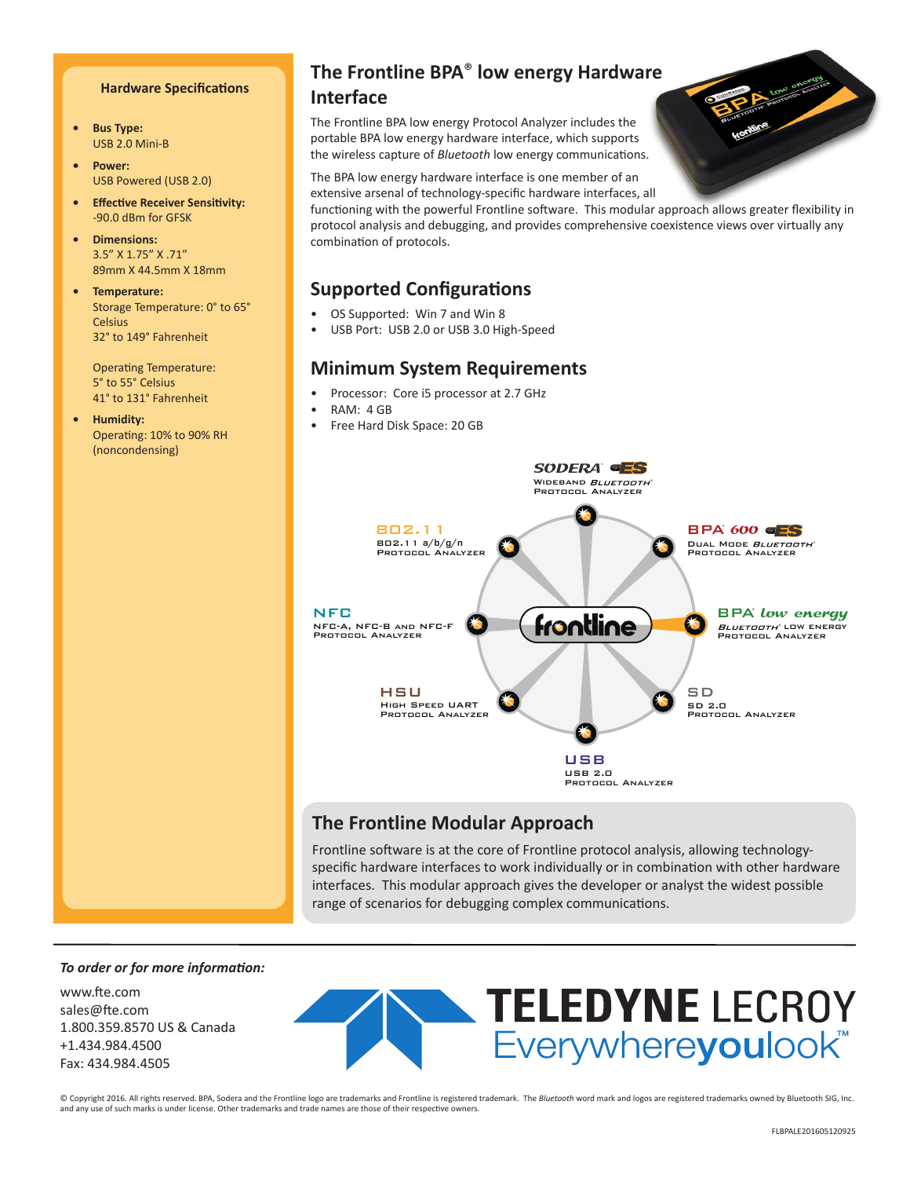## Hardware Specifications

- **Bus Type:**
  USB 2.0 Mini-B
- **Power:**
  USB Powered (USB 2.0)
- **Effective Receiver Sensitivity:**
  -90.0 dBm for GFSK
- **Dimensions:**
  3.5" X 1.75" X .71"
  89mm X 44.5mm X 18mm
- **Temperature:**
  Storage Temperature: 0° to 65° Celsius
  32° to 149° Fahrenheit

  Operating Temperature:
  5° to 55° Celsius
  41° to 131° Fahrenheit
- **Humidity:**
  Operating: 10% to 90% RH (noncondensing)

## The Frontline BPA® low energy Hardware Interface

The Frontline BPA low energy Protocol Analyzer includes the portable BPA low energy hardware interface, which supports the wireless capture of *Bluetooth* low energy communications.

The BPA low energy hardware interface is one member of an extensive arsenal of technology-specific hardware interfaces, all functioning with the powerful Frontline software. This modular approach allows greater flexibility in protocol analysis and debugging, and provides comprehensive coexistence views over virtually any combination of protocols.

## Supported Configurations

- OS Supported: Win 7 and Win 8
- USB Port: USB 2.0 or USB 3.0 High-Speed

## Minimum System Requirements

- Processor: Core i5 processor at 2.7 GHz
- RAM: 4 GB
- Free Hard Disk Space: 20 GB

SODERA ES — Wideband *Bluetooth*® Protocol Analyzer

BPA® 600 ES — Dual Mode *Bluetooth*® Protocol Analyzer

BPA® low energy — *Bluetooth*® low energy Protocol Analyzer

SD — SD 2.0 Protocol Analyzer

USB — USB 2.0 Protocol Analyzer

HSU — High Speed UART Protocol Analyzer

NFC — NFC-A, NFC-B and NFC-F Protocol Analyzer

802.11 — 802.11 a/b/g/n Protocol Analyzer

frontline

## The Frontline Modular Approach

Frontline software is at the core of Frontline protocol analysis, allowing technology-specific hardware interfaces to work individually or in combination with other hardware interfaces. This modular approach gives the developer or analyst the widest possible range of scenarios for debugging complex communications.

*To order or for more information:*

www.fte.com
sales@fte.com
1.800.359.8570 US & Canada
+1.434.984.4500
Fax: 434.984.4505

TELEDYNE LECROY
Everywhereyoulook™

© Copyright 2016. All rights reserved. BPA, Sodera and the Frontline logo are trademarks and Frontline is registered trademark. The *Bluetooth* word mark and logos are registered trademarks owned by Bluetooth SIG, Inc. and any use of such marks is under license. Other trademarks and trade names are those of their respective owners.

FLBPALE201605120925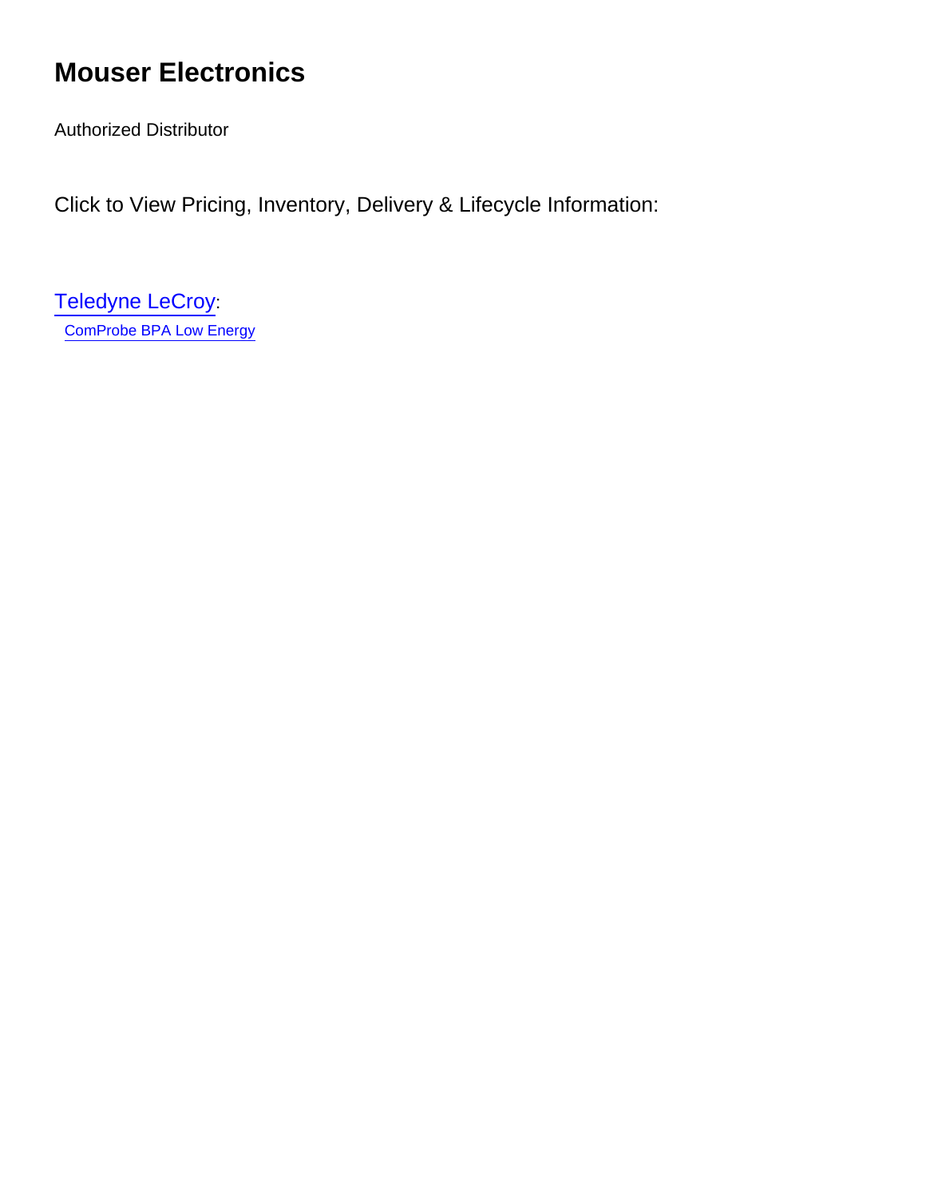# Mouser Electronics

Authorized Distributor

Click to View Pricing, Inventory, Delivery & Lifecycle Information:

Teledyne LeCroy:

ComProbe BPA Low Energy